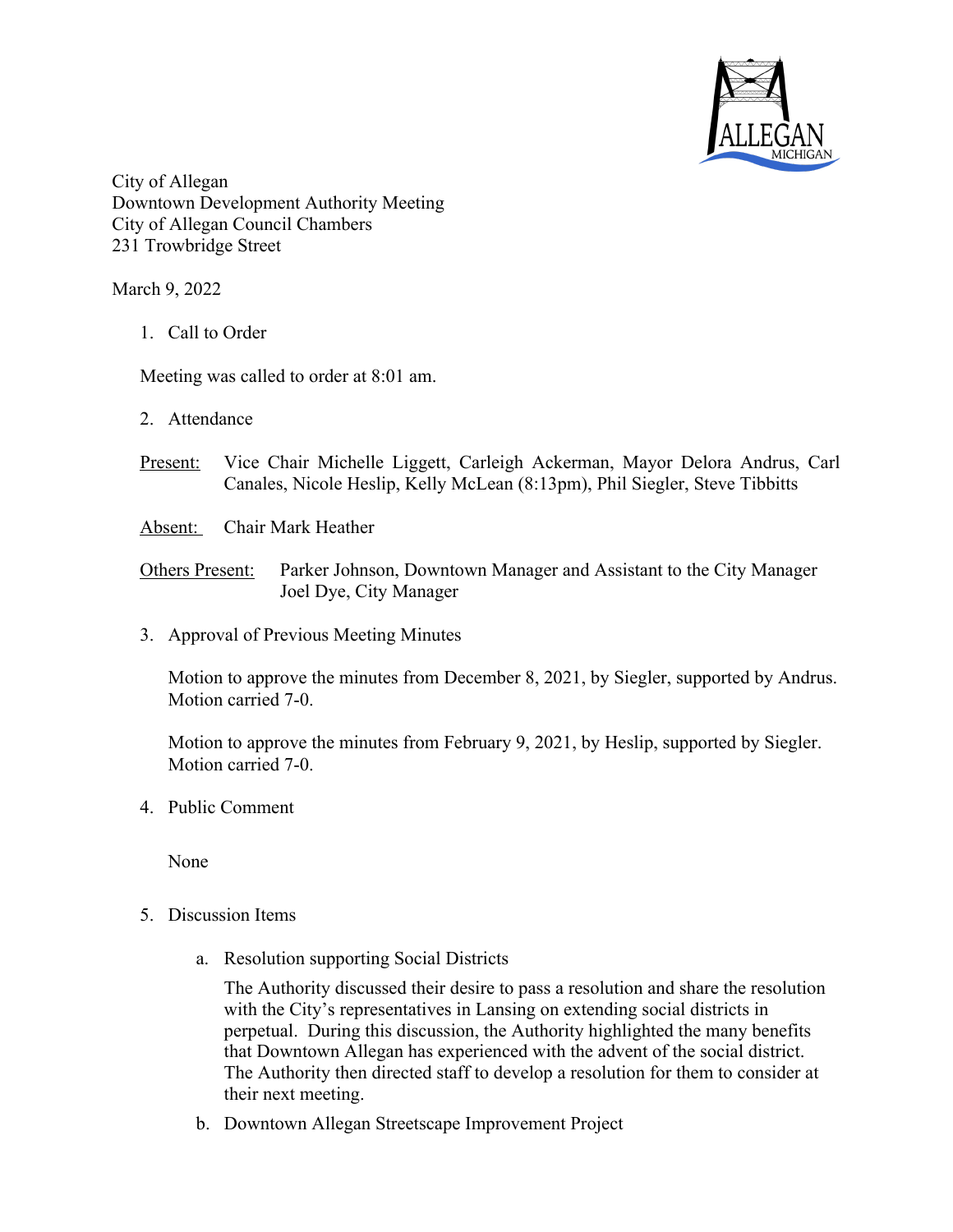City of Allegan
Downtown Development Authority Meeting
City of Allegan Council Chambers
231 Trowbridge Street

March 9, 2022

1. Call to Order

Meeting was called to order at 8:01 am.

2. Attendance

Present: Vice Chair Michelle Liggett, Carleigh Ackerman, Mayor Delora Andrus, Carl Canales, Nicole Heslip, Kelly McLean (8:13pm), Phil Siegler, Steve Tibbitts

Absent: Chair Mark Heather

Others Present: Parker Johnson, Downtown Manager and Assistant to the City Manager
Joel Dye, City Manager

3. Approval of Previous Meeting Minutes

Motion to approve the minutes from December 8, 2021, by Siegler, supported by Andrus. Motion carried 7-0.

Motion to approve the minutes from February 9, 2021, by Heslip, supported by Siegler. Motion carried 7-0.

4. Public Comment

None

5. Discussion Items

a. Resolution supporting Social Districts

The Authority discussed their desire to pass a resolution and share the resolution with the City's representatives in Lansing on extending social districts in perpetual. During this discussion, the Authority highlighted the many benefits that Downtown Allegan has experienced with the advent of the social district. The Authority then directed staff to develop a resolution for them to consider at their next meeting.

b. Downtown Allegan Streetscape Improvement Project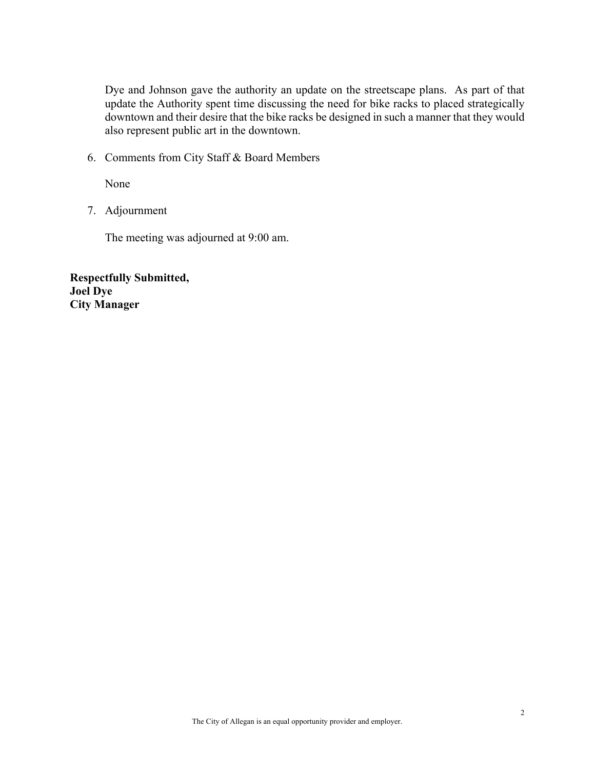Dye and Johnson gave the authority an update on the streetscape plans. As part of that update the Authority spent time discussing the need for bike racks to placed strategically downtown and their desire that the bike racks be designed in such a manner that they would also represent public art in the downtown.

6. Comments from City Staff & Board Members

   None

7. Adjournment

   The meeting was adjourned at 9:00 am.

**Respectfully Submitted,**
**Joel Dye**
**City Manager**

The City of Allegan is an equal opportunity provider and employer.